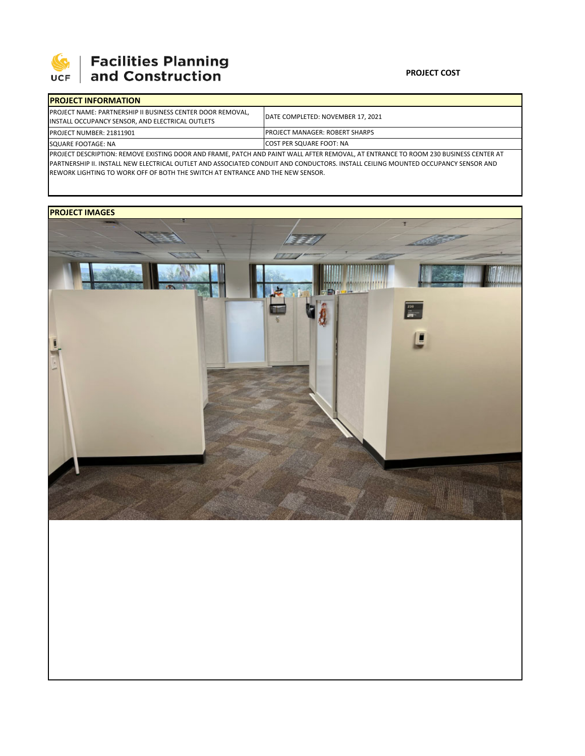**Facilities Planning and Construction**

**PROJECT COST**

| **PROJECT INFORMATION** | |
|---|---|
| PROJECT NAME: PARTNERSHIP II BUSINESS CENTER DOOR REMOVAL, INSTALL OCCUPANCY SENSOR, AND ELECTRICAL OUTLETS | DATE COMPLETED: NOVEMBER 17, 2021 |
| PROJECT NUMBER: 21811901 | PROJECT MANAGER: ROBERT SHARPS |
| SQUARE FOOTAGE: NA | COST PER SQUARE FOOT: NA |
| PROJECT DESCRIPTION: REMOVE EXISTING DOOR AND FRAME, PATCH AND PAINT WALL AFTER REMOVAL, AT ENTRANCE TO ROOM 230 BUSINESS CENTER AT PARTNERSHIP II. INSTALL NEW ELECTRICAL OUTLET AND ASSOCIATED CONDUIT AND CONDUCTORS. INSTALL CEILING MOUNTED OCCUPANCY SENSOR AND REWORK LIGHTING TO WORK OFF OF BOTH THE SWITCH AT ENTRANCE AND THE NEW SENSOR. | |

**PROJECT IMAGES**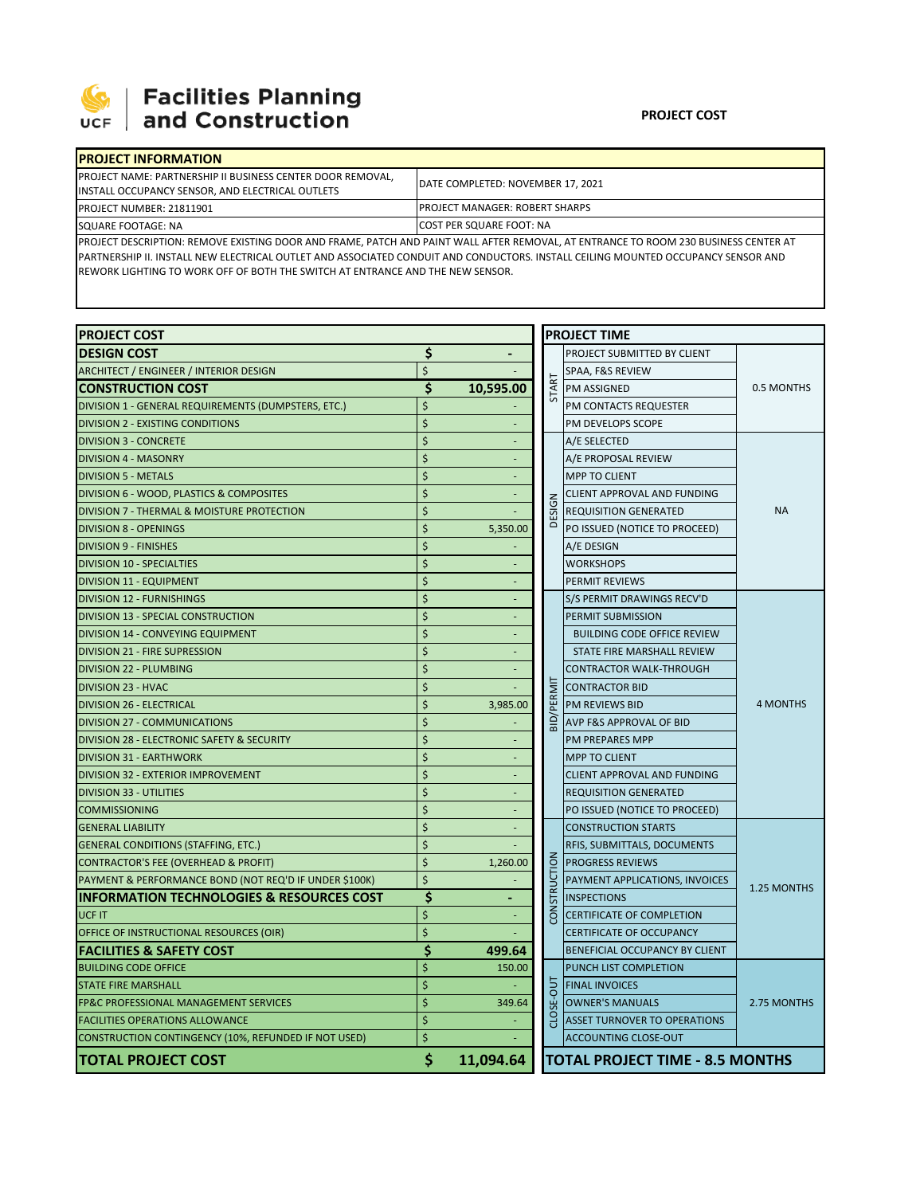Facilities Planning and Construction

**PROJECT COST**

| PROJECT INFORMATION | |
|---|---|
| PROJECT NAME: PARTNERSHIP II BUSINESS CENTER DOOR REMOVAL, INSTALL OCCUPANCY SENSOR, AND ELECTRICAL OUTLETS | DATE COMPLETED: NOVEMBER 17, 2021 |
| PROJECT NUMBER: 21811901 | PROJECT MANAGER: ROBERT SHARPS |
| SQUARE FOOTAGE: NA | COST PER SQUARE FOOT: NA |
| PROJECT DESCRIPTION: REMOVE EXISTING DOOR AND FRAME, PATCH AND PAINT WALL AFTER REMOVAL, AT ENTRANCE TO ROOM 230 BUSINESS CENTER AT PARTNERSHIP II. INSTALL NEW ELECTRICAL OUTLET AND ASSOCIATED CONDUIT AND CONDUCTORS. INSTALL CEILING MOUNTED OCCUPANCY SENSOR AND REWORK LIGHTING TO WORK OFF OF BOTH THE SWITCH AT ENTRANCE AND THE NEW SENSOR. | |

| PROJECT COST | |
|---|---|
| **DESIGN COST** | **$ -** |
| ARCHITECT / ENGINEER / INTERIOR DESIGN | $ - |
| **CONSTRUCTION COST** | **$ 10,595.00** |
| DIVISION 1 - GENERAL REQUIREMENTS (DUMPSTERS, ETC.) | $ - |
| DIVISION 2 - EXISTING CONDITIONS | $ - |
| DIVISION 3 - CONCRETE | $ - |
| DIVISION 4 - MASONRY | $ - |
| DIVISION 5 - METALS | $ - |
| DIVISION 6 - WOOD, PLASTICS & COMPOSITES | $ - |
| DIVISION 7 - THERMAL & MOISTURE PROTECTION | $ - |
| DIVISION 8 - OPENINGS | $ 5,350.00 |
| DIVISION 9 - FINISHES | $ - |
| DIVISION 10 - SPECIALTIES | $ - |
| DIVISION 11 - EQUIPMENT | $ - |
| DIVISION 12 - FURNISHINGS | $ - |
| DIVISION 13 - SPECIAL CONSTRUCTION | $ - |
| DIVISION 14 - CONVEYING EQUIPMENT | $ - |
| DIVISION 21 - FIRE SUPRESSION | $ - |
| DIVISION 22 - PLUMBING | $ - |
| DIVISION 23 - HVAC | $ - |
| DIVISION 26 - ELECTRICAL | $ 3,985.00 |
| DIVISION 27 - COMMUNICATIONS | $ - |
| DIVISION 28 - ELECTRONIC SAFETY & SECURITY | $ - |
| DIVISION 31 - EARTHWORK | $ - |
| DIVISION 32 - EXTERIOR IMPROVEMENT | $ - |
| DIVISION 33 - UTILITIES | $ - |
| COMMISSIONING | $ - |
| GENERAL LIABILITY | $ - |
| GENERAL CONDITIONS (STAFFING, ETC.) | $ - |
| CONTRACTOR'S FEE (OVERHEAD & PROFIT) | $ 1,260.00 |
| PAYMENT & PERFORMANCE BOND (NOT REQ'D IF UNDER $100K) | $ - |
| **INFORMATION TECHNOLOGIES & RESOURCES COST** | **$ -** |
| UCF IT | $ - |
| OFFICE OF INSTRUCTIONAL RESOURCES (OIR) | $ - |
| **FACILITIES & SAFETY COST** | **$ 499.64** |
| BUILDING CODE OFFICE | $ 150.00 |
| STATE FIRE MARSHALL | $ - |
| FP&C PROFESSIONAL MANAGEMENT SERVICES | $ 349.64 |
| FACILITIES OPERATIONS ALLOWANCE | $ - |
| CONSTRUCTION CONTINGENCY (10%, REFUNDED IF NOT USED) | $ - |
| **TOTAL PROJECT COST** | **$ 11,094.64** |

| PROJECT TIME | | |
|---|---|---|
| START | PROJECT SUBMITTED BY CLIENT | 0.5 MONTHS |
| | SPAA, F&S REVIEW | |
| | PM ASSIGNED | |
| | PM CONTACTS REQUESTER | |
| | PM DEVELOPS SCOPE | |
| DESIGN | A/E SELECTED | NA |
| | A/E PROPOSAL REVIEW | |
| | MPP TO CLIENT | |
| | CLIENT APPROVAL AND FUNDING | |
| | REQUISITION GENERATED | |
| | PO ISSUED (NOTICE TO PROCEED) | |
| | A/E DESIGN | |
| | WORKSHOPS | |
| | PERMIT REVIEWS | |
| BID/PERMIT | S/S PERMIT DRAWINGS RECV'D | 4 MONTHS |
| | PERMIT SUBMISSION | |
| | BUILDING CODE OFFICE REVIEW | |
| | STATE FIRE MARSHALL REVIEW | |
| | CONTRACTOR WALK-THROUGH | |
| | CONTRACTOR BID | |
| | PM REVIEWS BID | |
| | AVP F&S APPROVAL OF BID | |
| | PM PREPARES MPP | |
| | MPP TO CLIENT | |
| | CLIENT APPROVAL AND FUNDING | |
| | REQUISITION GENERATED | |
| | PO ISSUED (NOTICE TO PROCEED) | |
| CONSTRUCTION | CONSTRUCTION STARTS | 1.25 MONTHS |
| | RFIS, SUBMITTALS, DOCUMENTS | |
| | PROGRESS REVIEWS | |
| | PAYMENT APPLICATIONS, INVOICES | |
| | INSPECTIONS | |
| | CERTIFICATE OF COMPLETION | |
| | CERTIFICATE OF OCCUPANCY | |
| | BENEFICIAL OCCUPANCY BY CLIENT | |
| CLOSE-OUT | PUNCH LIST COMPLETION | 2.75 MONTHS |
| | FINAL INVOICES | |
| | OWNER'S MANUALS | |
| | ASSET TURNOVER TO OPERATIONS | |
| | ACCOUNTING CLOSE-OUT | |
| **TOTAL PROJECT TIME - 8.5 MONTHS** | | |